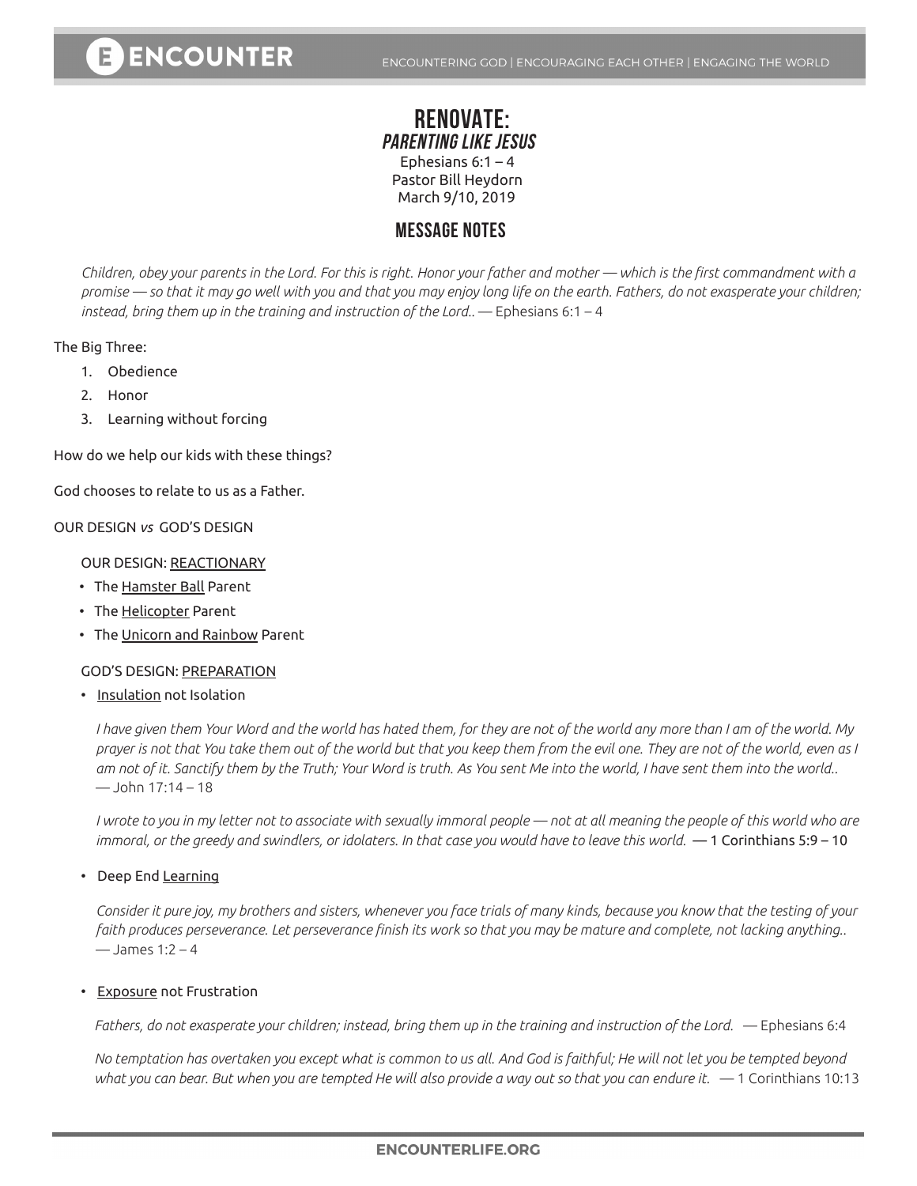# RENOVATE:

## *PARENTING LIKE JESUS*

Ephesians 6:1 – 4
Pastor Bill Heydorn
March 9/10, 2019

## MESSAGE NOTES

*Children, obey your parents in the Lord. For this is right. Honor your father and mother — which is the first commandment with a promise — so that it may go well with you and that you may enjoy long life on the earth. Fathers, do not exasperate your children; instead, bring them up in the training and instruction of the Lord..* — Ephesians 6:1 – 4

The Big Three:

1. Obedience
2. Honor
3. Learning without forcing

How do we help our kids with these things?

God chooses to relate to us as a Father.

OUR DESIGN *vs* GOD'S DESIGN

OUR DESIGN: <u>REACTIONARY</u>

- The <u>Hamster Ball</u> Parent
- The <u>Helicopter</u> Parent
- The <u>Unicorn and Rainbow</u> Parent

GOD'S DESIGN: <u>PREPARATION</u>

- <u>Insulation</u> not Isolation

*I have given them Your Word and the world has hated them, for they are not of the world any more than I am of the world. My prayer is not that You take them out of the world but that you keep them from the evil one. They are not of the world, even as I am not of it. Sanctify them by the Truth; Your Word is truth. As You sent Me into the world, I have sent them into the world..* — John 17:14 – 18

*I wrote to you in my letter not to associate with sexually immoral people — not at all meaning the people of this world who are immoral, or the greedy and swindlers, or idolaters. In that case you would have to leave this world.* — 1 Corinthians 5:9 – 10

- Deep End <u>Learning</u>

*Consider it pure joy, my brothers and sisters, whenever you face trials of many kinds, because you know that the testing of your faith produces perseverance. Let perseverance finish its work so that you may be mature and complete, not lacking anything..* — James 1:2 – 4

- <u>Exposure</u> not Frustration

*Fathers, do not exasperate your children; instead, bring them up in the training and instruction of the Lord.* — Ephesians 6:4

*No temptation has overtaken you except what is common to us all. And God is faithful; He will not let you be tempted beyond what you can bear. But when you are tempted He will also provide a way out so that you can endure it.* — 1 Corinthians 10:13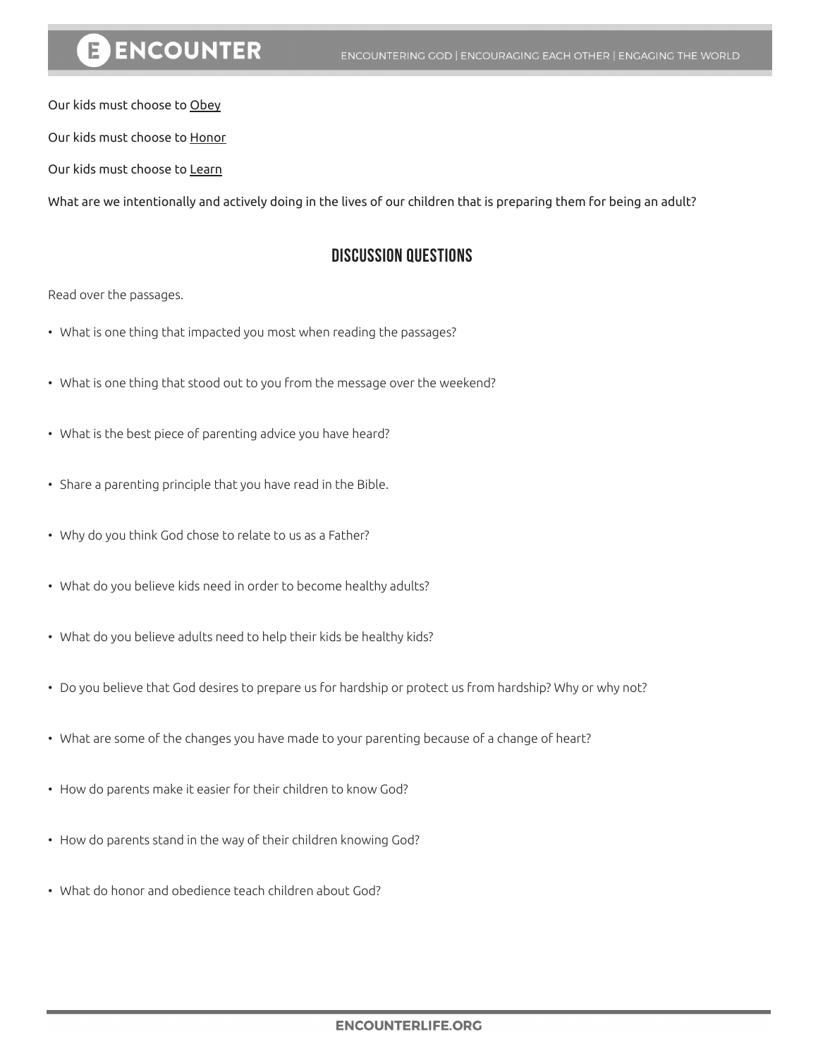Our kids must choose to <u>Obey</u>

Our kids must choose to <u>Honor</u>

Our kids must choose to <u>Learn</u>

What are we intentionally and actively doing in the lives of our children that is preparing them for being an adult?

## DISCUSSION QUESTIONS

Read over the passages.

- What is one thing that impacted you most when reading the passages?
- What is one thing that stood out to you from the message over the weekend?
- What is the best piece of parenting advice you have heard?
- Share a parenting principle that you have read in the Bible.
- Why do you think God chose to relate to us as a Father?
- What do you believe kids need in order to become healthy adults?
- What do you believe adults need to help their kids be healthy kids?
- Do you believe that God desires to prepare us for hardship or protect us from hardship? Why or why not?
- What are some of the changes you have made to your parenting because of a change of heart?
- How do parents make it easier for their children to know God?
- How do parents stand in the way of their children knowing God?
- What do honor and obedience teach children about God?